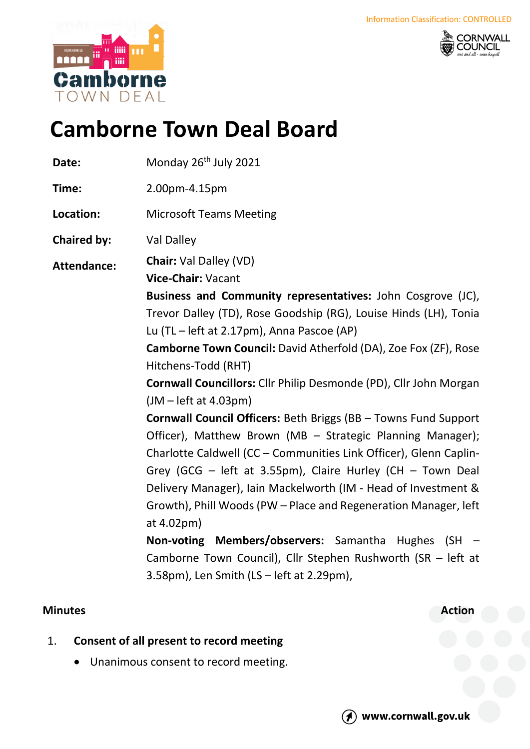Information Classification: CONTROLLED

# Camborne Town Deal Board

**Date:** Monday 26th July 2021

**Time:** 2.00pm-4.15pm

**Location:** Microsoft Teams Meeting

**Chaired by:** Val Dalley

**Attendance:**

**Chair:** Val Dalley (VD)

**Vice-Chair:** Vacant

**Business and Community representatives:** John Cosgrove (JC), Trevor Dalley (TD), Rose Goodship (RG), Louise Hinds (LH), Tonia Lu (TL – left at 2.17pm), Anna Pascoe (AP)

**Camborne Town Council:** David Atherfold (DA), Zoe Fox (ZF), Rose Hitchens-Todd (RHT)

**Cornwall Councillors:** Cllr Philip Desmonde (PD), Cllr John Morgan (JM – left at 4.03pm)

**Cornwall Council Officers:** Beth Briggs (BB – Towns Fund Support Officer), Matthew Brown (MB – Strategic Planning Manager); Charlotte Caldwell (CC – Communities Link Officer), Glenn Caplin-Grey (GCG – left at 3.55pm), Claire Hurley (CH – Town Deal Delivery Manager), Iain Mackelworth (IM - Head of Investment & Growth), Phill Woods (PW – Place and Regeneration Manager, left at 4.02pm)

**Non-voting Members/observers:** Samantha Hughes (SH – Camborne Town Council), Cllr Stephen Rushworth (SR – left at 3.58pm), Len Smith (LS – left at 2.29pm),

## Minutes

**Action**

1. **Consent of all present to record meeting**
   - Unanimous consent to record meeting.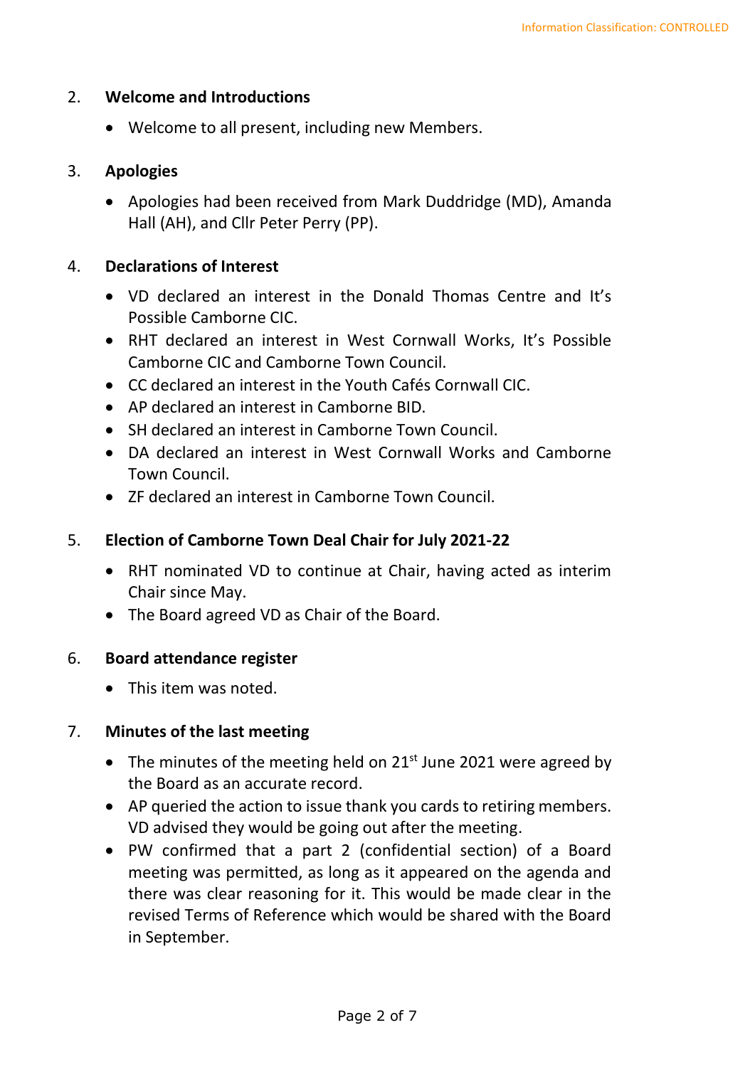## 2. Welcome and Introductions

- Welcome to all present, including new Members.

## 3. Apologies

- Apologies had been received from Mark Duddridge (MD), Amanda Hall (AH), and Cllr Peter Perry (PP).

## 4. Declarations of Interest

- VD declared an interest in the Donald Thomas Centre and It's Possible Camborne CIC.
- RHT declared an interest in West Cornwall Works, It's Possible Camborne CIC and Camborne Town Council.
- CC declared an interest in the Youth Cafés Cornwall CIC.
- AP declared an interest in Camborne BID.
- SH declared an interest in Camborne Town Council.
- DA declared an interest in West Cornwall Works and Camborne Town Council.
- ZF declared an interest in Camborne Town Council.

## 5. Election of Camborne Town Deal Chair for July 2021-22

- RHT nominated VD to continue at Chair, having acted as interim Chair since May.
- The Board agreed VD as Chair of the Board.

## 6. Board attendance register

- This item was noted.

## 7. Minutes of the last meeting

- The minutes of the meeting held on 21st June 2021 were agreed by the Board as an accurate record.
- AP queried the action to issue thank you cards to retiring members. VD advised they would be going out after the meeting.
- PW confirmed that a part 2 (confidential section) of a Board meeting was permitted, as long as it appeared on the agenda and there was clear reasoning for it. This would be made clear in the revised Terms of Reference which would be shared with the Board in September.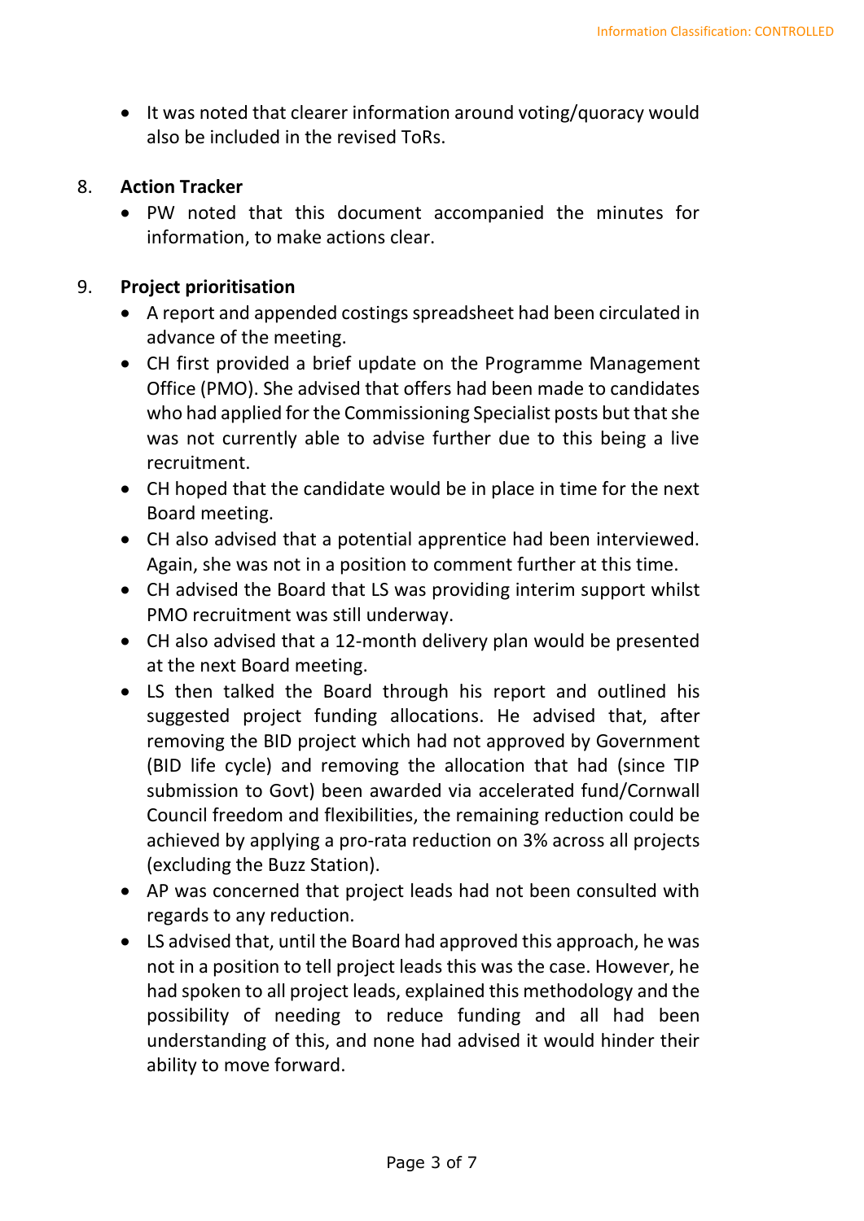- It was noted that clearer information around voting/quoracy would also be included in the revised ToRs.

8. **Action Tracker**
   - PW noted that this document accompanied the minutes for information, to make actions clear.

9. **Project prioritisation**
   - A report and appended costings spreadsheet had been circulated in advance of the meeting.
   - CH first provided a brief update on the Programme Management Office (PMO). She advised that offers had been made to candidates who had applied for the Commissioning Specialist posts but that she was not currently able to advise further due to this being a live recruitment.
   - CH hoped that the candidate would be in place in time for the next Board meeting.
   - CH also advised that a potential apprentice had been interviewed. Again, she was not in a position to comment further at this time.
   - CH advised the Board that LS was providing interim support whilst PMO recruitment was still underway.
   - CH also advised that a 12-month delivery plan would be presented at the next Board meeting.
   - LS then talked the Board through his report and outlined his suggested project funding allocations. He advised that, after removing the BID project which had not approved by Government (BID life cycle) and removing the allocation that had (since TIP submission to Govt) been awarded via accelerated fund/Cornwall Council freedom and flexibilities, the remaining reduction could be achieved by applying a pro-rata reduction on 3% across all projects (excluding the Buzz Station).
   - AP was concerned that project leads had not been consulted with regards to any reduction.
   - LS advised that, until the Board had approved this approach, he was not in a position to tell project leads this was the case. However, he had spoken to all project leads, explained this methodology and the possibility of needing to reduce funding and all had been understanding of this, and none had advised it would hinder their ability to move forward.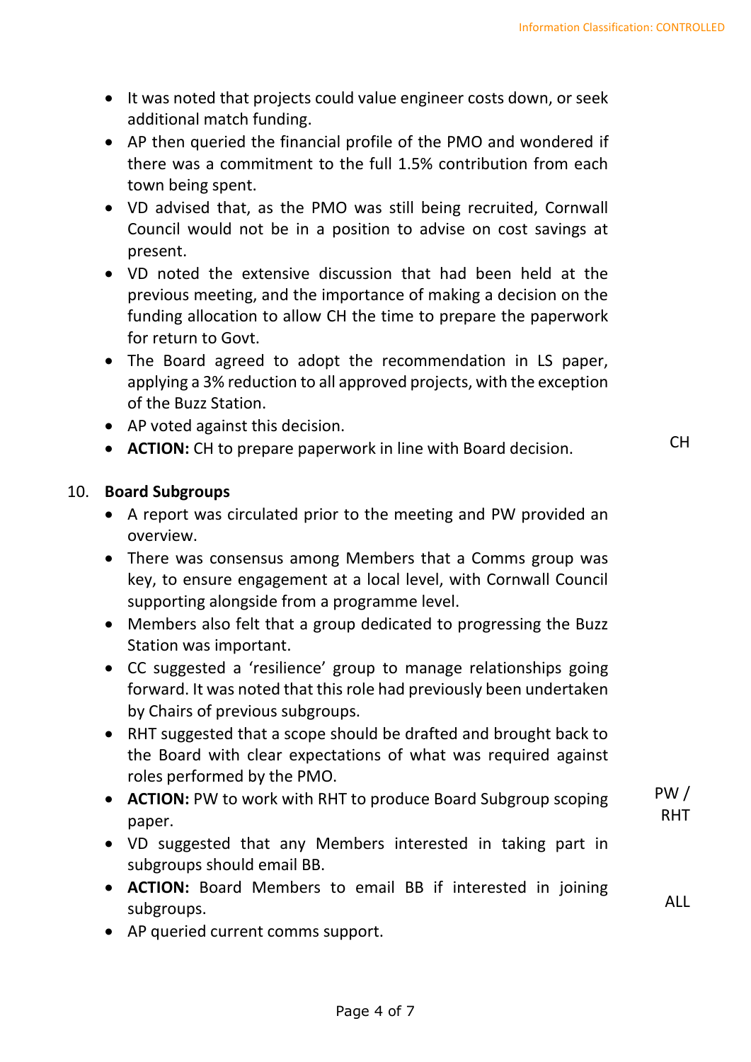- It was noted that projects could value engineer costs down, or seek additional match funding.
- AP then queried the financial profile of the PMO and wondered if there was a commitment to the full 1.5% contribution from each town being spent.
- VD advised that, as the PMO was still being recruited, Cornwall Council would not be in a position to advise on cost savings at present.
- VD noted the extensive discussion that had been held at the previous meeting, and the importance of making a decision on the funding allocation to allow CH the time to prepare the paperwork for return to Govt.
- The Board agreed to adopt the recommendation in LS paper, applying a 3% reduction to all approved projects, with the exception of the Buzz Station.
- AP voted against this decision.
- **ACTION:** CH to prepare paperwork in line with Board decision. — CH

## 10. Board Subgroups

- A report was circulated prior to the meeting and PW provided an overview.
- There was consensus among Members that a Comms group was key, to ensure engagement at a local level, with Cornwall Council supporting alongside from a programme level.
- Members also felt that a group dedicated to progressing the Buzz Station was important.
- CC suggested a 'resilience' group to manage relationships going forward. It was noted that this role had previously been undertaken by Chairs of previous subgroups.
- RHT suggested that a scope should be drafted and brought back to the Board with clear expectations of what was required against roles performed by the PMO.
- **ACTION:** PW to work with RHT to produce Board Subgroup scoping paper. — PW / RHT
- VD suggested that any Members interested in taking part in subgroups should email BB.
- **ACTION:** Board Members to email BB if interested in joining subgroups. — ALL
- AP queried current comms support.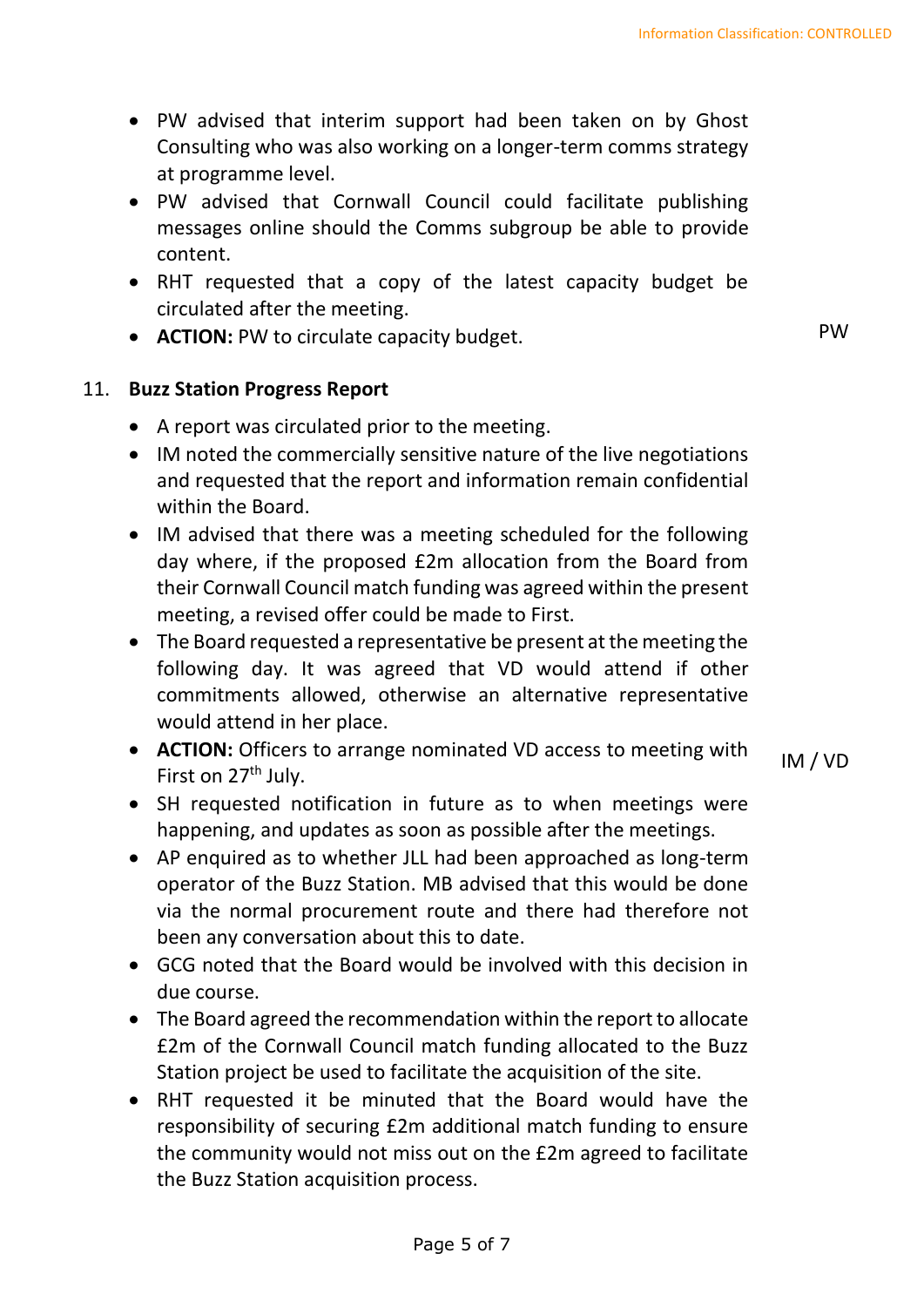- PW advised that interim support had been taken on by Ghost Consulting who was also working on a longer-term comms strategy at programme level.
- PW advised that Cornwall Council could facilitate publishing messages online should the Comms subgroup be able to provide content.
- RHT requested that a copy of the latest capacity budget be circulated after the meeting.
- **ACTION:** PW to circulate capacity budget. — PW

11. **Buzz Station Progress Report**

- A report was circulated prior to the meeting.
- IM noted the commercially sensitive nature of the live negotiations and requested that the report and information remain confidential within the Board.
- IM advised that there was a meeting scheduled for the following day where, if the proposed £2m allocation from the Board from their Cornwall Council match funding was agreed within the present meeting, a revised offer could be made to First.
- The Board requested a representative be present at the meeting the following day. It was agreed that VD would attend if other commitments allowed, otherwise an alternative representative would attend in her place.
- **ACTION:** Officers to arrange nominated VD access to meeting with First on 27th July. — IM / VD
- SH requested notification in future as to when meetings were happening, and updates as soon as possible after the meetings.
- AP enquired as to whether JLL had been approached as long-term operator of the Buzz Station. MB advised that this would be done via the normal procurement route and there had therefore not been any conversation about this to date.
- GCG noted that the Board would be involved with this decision in due course.
- The Board agreed the recommendation within the report to allocate £2m of the Cornwall Council match funding allocated to the Buzz Station project be used to facilitate the acquisition of the site.
- RHT requested it be minuted that the Board would have the responsibility of securing £2m additional match funding to ensure the community would not miss out on the £2m agreed to facilitate the Buzz Station acquisition process.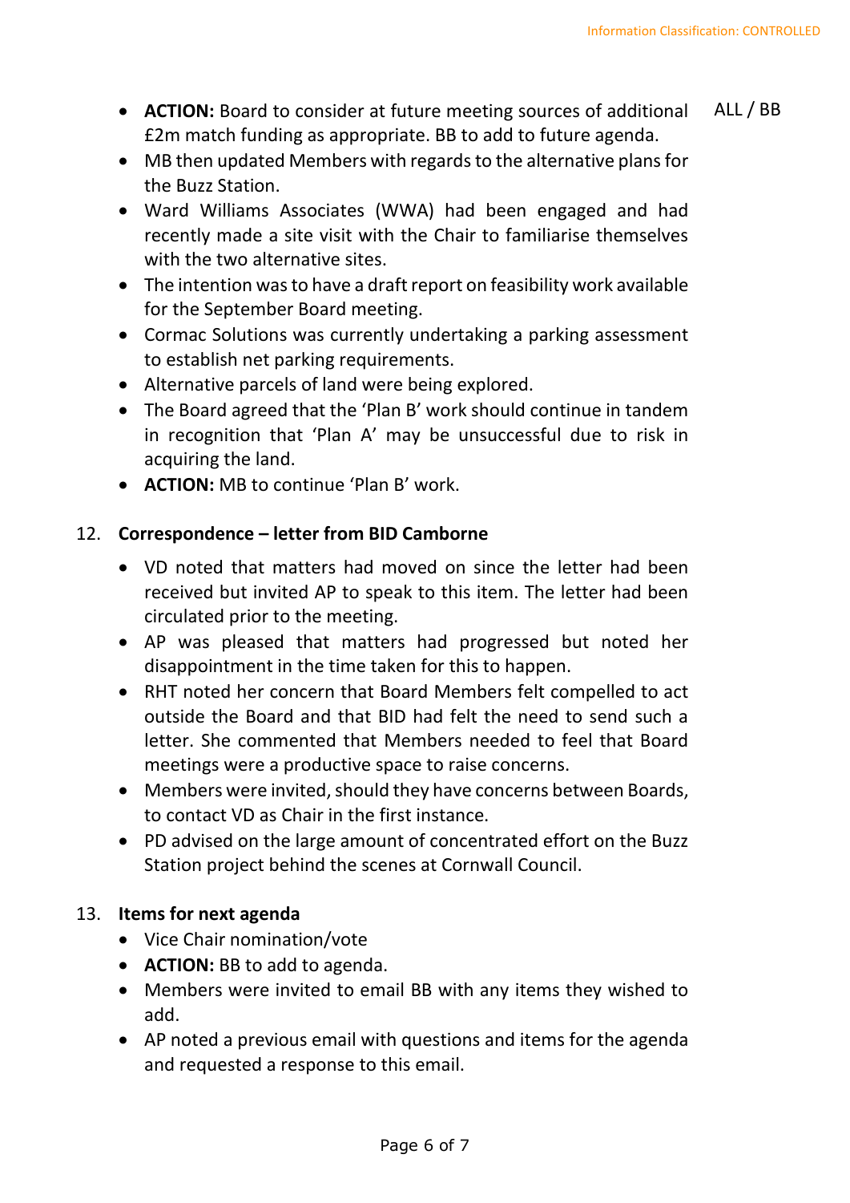- **ACTION:** Board to consider at future meeting sources of additional £2m match funding as appropriate. BB to add to future agenda. ALL / BB
- MB then updated Members with regards to the alternative plans for the Buzz Station.
- Ward Williams Associates (WWA) had been engaged and had recently made a site visit with the Chair to familiarise themselves with the two alternative sites.
- The intention was to have a draft report on feasibility work available for the September Board meeting.
- Cormac Solutions was currently undertaking a parking assessment to establish net parking requirements.
- Alternative parcels of land were being explored.
- The Board agreed that the 'Plan B' work should continue in tandem in recognition that 'Plan A' may be unsuccessful due to risk in acquiring the land.
- **ACTION:** MB to continue 'Plan B' work.

## 12. Correspondence – letter from BID Camborne

- VD noted that matters had moved on since the letter had been received but invited AP to speak to this item. The letter had been circulated prior to the meeting.
- AP was pleased that matters had progressed but noted her disappointment in the time taken for this to happen.
- RHT noted her concern that Board Members felt compelled to act outside the Board and that BID had felt the need to send such a letter. She commented that Members needed to feel that Board meetings were a productive space to raise concerns.
- Members were invited, should they have concerns between Boards, to contact VD as Chair in the first instance.
- PD advised on the large amount of concentrated effort on the Buzz Station project behind the scenes at Cornwall Council.

## 13. Items for next agenda

- Vice Chair nomination/vote
- **ACTION:** BB to add to agenda.
- Members were invited to email BB with any items they wished to add.
- AP noted a previous email with questions and items for the agenda and requested a response to this email.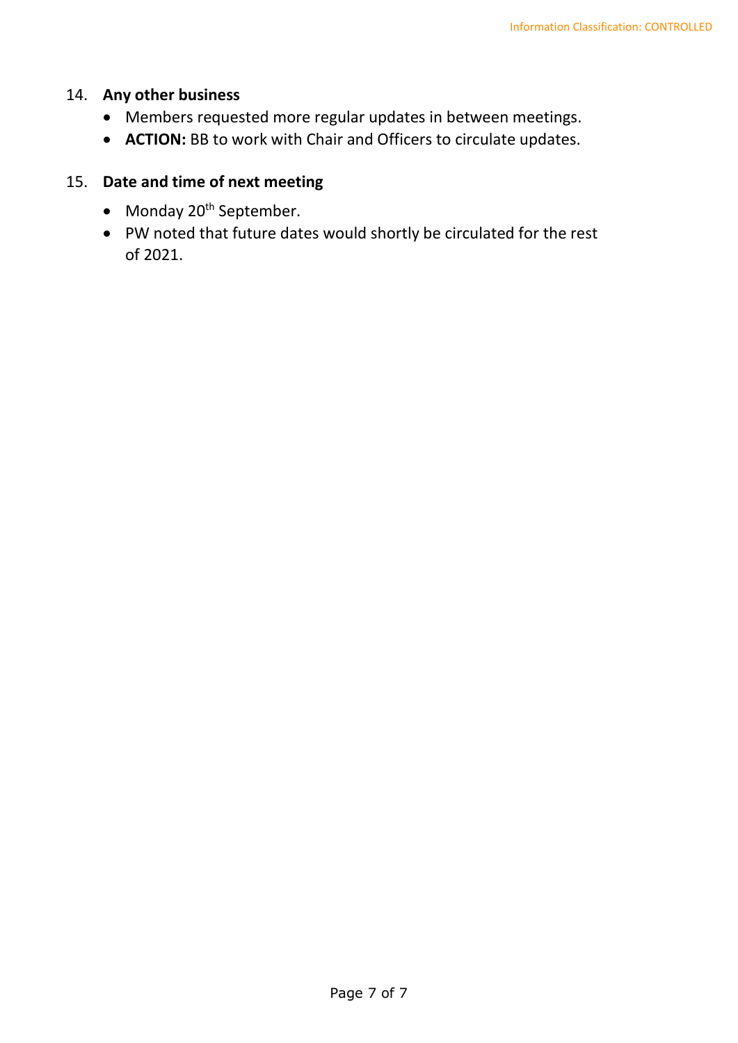14. **Any other business**
    - Members requested more regular updates in between meetings.
    - **ACTION:** BB to work with Chair and Officers to circulate updates.

15. **Date and time of next meeting**
    - Monday 20th September.
    - PW noted that future dates would shortly be circulated for the rest of 2021.